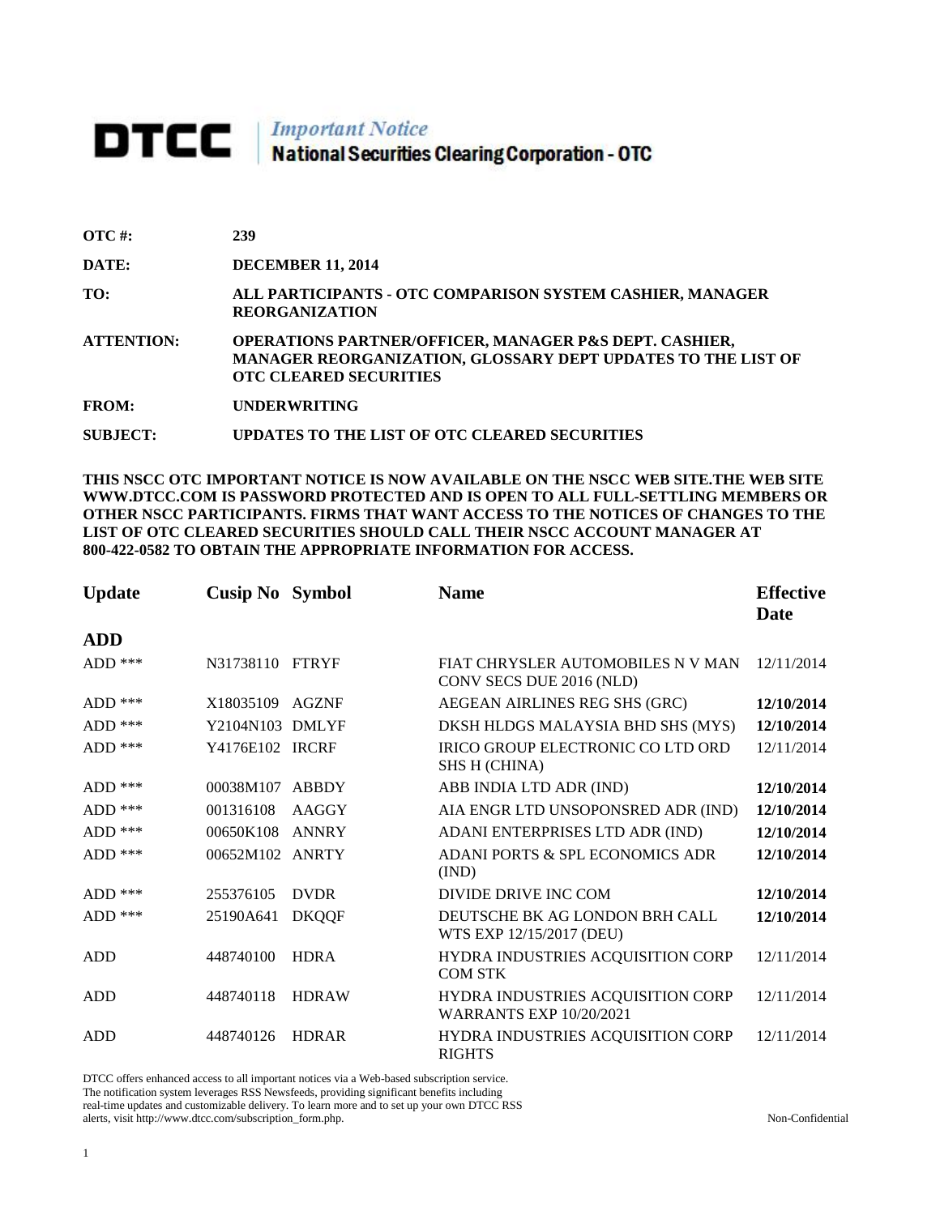# DTCC | *Important Notice* National Securities Clearing Corporation - OTC

| | |
|---|---|
| **OTC #:** | **239** |
| **DATE:** | **DECEMBER 11, 2014** |
| **TO:** | **ALL PARTICIPANTS - OTC COMPARISON SYSTEM CASHIER, MANAGER REORGANIZATION** |
| **ATTENTION:** | **OPERATIONS PARTNER/OFFICER, MANAGER P&S DEPT. CASHIER, MANAGER REORGANIZATION, GLOSSARY DEPT UPDATES TO THE LIST OF OTC CLEARED SECURITIES** |
| **FROM:** | **UNDERWRITING** |
| **SUBJECT:** | **UPDATES TO THE LIST OF OTC CLEARED SECURITIES** |

**THIS NSCC OTC IMPORTANT NOTICE IS NOW AVAILABLE ON THE NSCC WEB SITE.THE WEB SITE WWW.DTCC.COM IS PASSWORD PROTECTED AND IS OPEN TO ALL FULL-SETTLING MEMBERS OR OTHER NSCC PARTICIPANTS. FIRMS THAT WANT ACCESS TO THE NOTICES OF CHANGES TO THE LIST OF OTC CLEARED SECURITIES SHOULD CALL THEIR NSCC ACCOUNT MANAGER AT 800-422-0582 TO OBTAIN THE APPROPRIATE INFORMATION FOR ACCESS.**

| Update | Cusip No | Symbol | Name | Effective Date |
|---|---|---|---|---|
| **ADD** | | | | |
| ADD *** | N31738110 | FTRYF | FIAT CHRYSLER AUTOMOBILES N V MAN CONV SECS DUE 2016 (NLD) | 12/11/2014 |
| ADD *** | X18035109 | AGZNF | AEGEAN AIRLINES REG SHS (GRC) | **12/10/2014** |
| ADD *** | Y2104N103 | DMLYF | DKSH HLDGS MALAYSIA BHD SHS (MYS) | **12/10/2014** |
| ADD *** | Y4176E102 | IRCRF | IRICO GROUP ELECTRONIC CO LTD ORD SHS H (CHINA) | 12/11/2014 |
| ADD *** | 00038M107 | ABBDY | ABB INDIA LTD ADR (IND) | **12/10/2014** |
| ADD *** | 001316108 | AAGGY | AIA ENGR LTD UNSOPONSRED ADR (IND) | **12/10/2014** |
| ADD *** | 00650K108 | ANNRY | ADANI ENTERPRISES LTD ADR (IND) | **12/10/2014** |
| ADD *** | 00652M102 | ANRTY | ADANI PORTS & SPL ECONOMICS ADR (IND) | **12/10/2014** |
| ADD *** | 255376105 | DVDR | DIVIDE DRIVE INC COM | **12/10/2014** |
| ADD *** | 25190A641 | DKQQF | DEUTSCHE BK AG LONDON BRH CALL WTS EXP 12/15/2017 (DEU) | **12/10/2014** |
| ADD | 448740100 | HDRA | HYDRA INDUSTRIES ACQUISITION CORP COM STK | 12/11/2014 |
| ADD | 448740118 | HDRAW | HYDRA INDUSTRIES ACQUISITION CORP WARRANTS EXP 10/20/2021 | 12/11/2014 |
| ADD | 448740126 | HDRAR | HYDRA INDUSTRIES ACQUISITION CORP RIGHTS | 12/11/2014 |

DTCC offers enhanced access to all important notices via a Web-based subscription service. The notification system leverages RSS Newsfeeds, providing significant benefits including real-time updates and customizable delivery. To learn more and to set up your own DTCC RSS alerts, visit http://www.dtcc.com/subscription_form.php.

Non-Confidential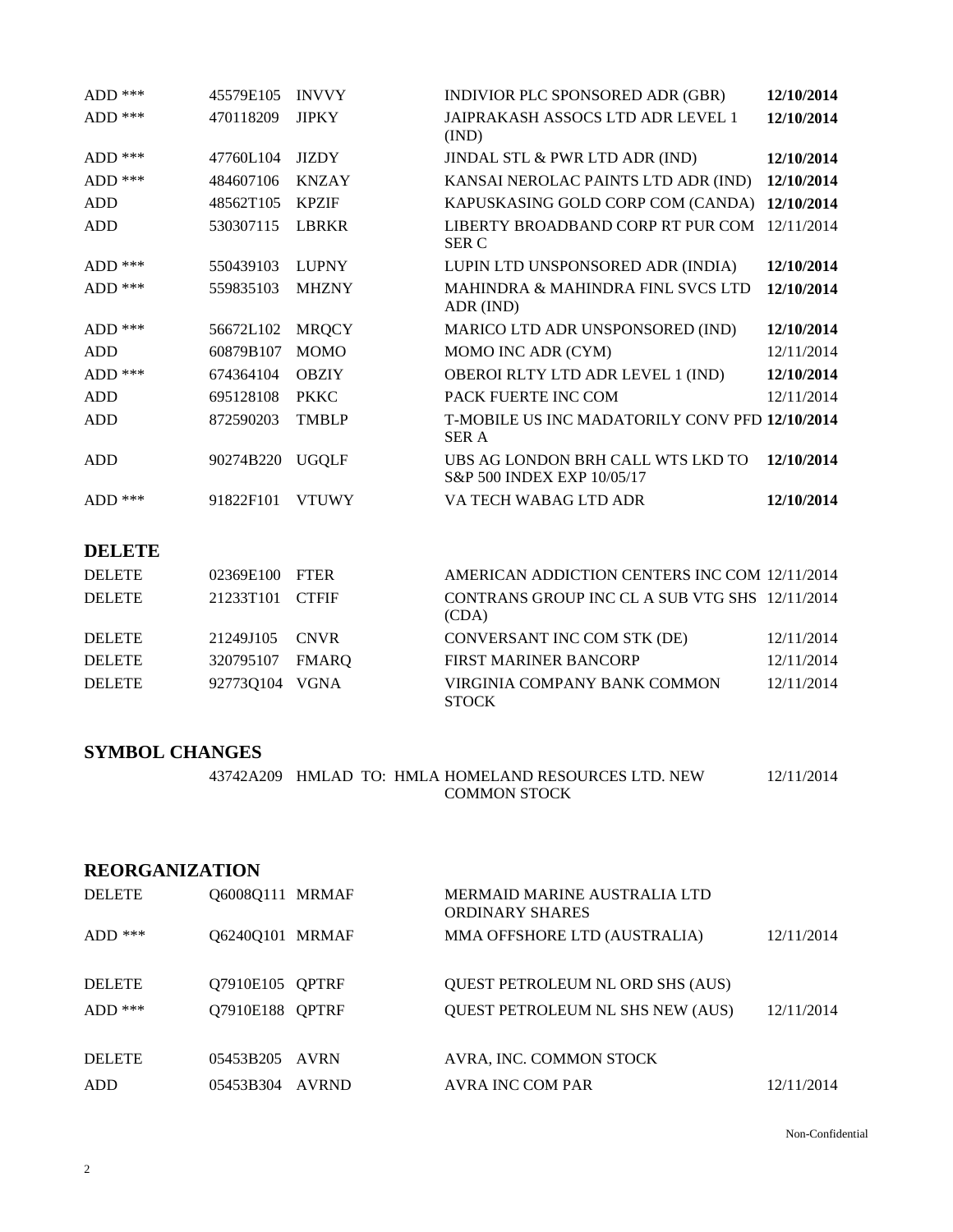| | | | | |
|---|---|---|---|---|
| ADD *** | 45579E105 | INVVY | INDIVIOR PLC SPONSORED ADR (GBR) | **12/10/2014** |
| ADD *** | 470118209 | JIPKY | JAIPRAKASH ASSOCS LTD ADR LEVEL 1 (IND) | **12/10/2014** |
| ADD *** | 47760L104 | JIZDY | JINDAL STL & PWR LTD ADR (IND) | **12/10/2014** |
| ADD *** | 484607106 | KNZAY | KANSAI NEROLAC PAINTS LTD ADR (IND) | **12/10/2014** |
| ADD | 48562T105 | KPZIF | KAPUSKASING GOLD CORP COM (CANDA) | **12/10/2014** |
| ADD | 530307115 | LBRKR | LIBERTY BROADBAND CORP RT PUR COM SER C | 12/11/2014 |
| ADD *** | 550439103 | LUPNY | LUPIN LTD UNSPONSORED ADR (INDIA) | **12/10/2014** |
| ADD *** | 559835103 | MHZNY | MAHINDRA & MAHINDRA FINL SVCS LTD ADR (IND) | **12/10/2014** |
| ADD *** | 56672L102 | MRQCY | MARICO LTD ADR UNSPONSORED (IND) | **12/10/2014** |
| ADD | 60879B107 | MOMO | MOMO INC ADR (CYM) | 12/11/2014 |
| ADD *** | 674364104 | OBZIY | OBEROI RLTY LTD ADR LEVEL 1 (IND) | **12/10/2014** |
| ADD | 695128108 | PKKC | PACK FUERTE INC COM | 12/11/2014 |
| ADD | 872590203 | TMBLP | T-MOBILE US INC MADATORILY CONV PFD SER A | **12/10/2014** |
| ADD | 90274B220 | UGQLF | UBS AG LONDON BRH CALL WTS LKD TO S&P 500 INDEX EXP 10/05/17 | **12/10/2014** |
| ADD *** | 91822F101 | VTUWY | VA TECH WABAG LTD ADR | **12/10/2014** |

## DELETE

| | | | | |
|---|---|---|---|---|
| DELETE | 02369E100 | FTER | AMERICAN ADDICTION CENTERS INC COM | 12/11/2014 |
| DELETE | 21233T101 | CTFIF | CONTRANS GROUP INC CL A SUB VTG SHS (CDA) | 12/11/2014 |
| DELETE | 21249J105 | CNVR | CONVERSANT INC COM STK (DE) | 12/11/2014 |
| DELETE | 320795107 | FMARQ | FIRST MARINER BANCORP | 12/11/2014 |
| DELETE | 92773Q104 | VGNA | VIRGINIA COMPANY BANK COMMON STOCK | 12/11/2014 |

## SYMBOL CHANGES

| | | | | |
|---|---|---|---|---|
| 43742A209 | HMLAD | TO: HMLA | HOMELAND RESOURCES LTD. NEW COMMON STOCK | 12/11/2014 |

## REORGANIZATION

| | | | | |
|---|---|---|---|---|
| DELETE | Q6008Q111 | MRMAF | MERMAID MARINE AUSTRALIA LTD ORDINARY SHARES | |
| ADD *** | Q6240Q101 | MRMAF | MMA OFFSHORE LTD (AUSTRALIA) | 12/11/2014 |
| DELETE | Q7910E105 | QPTRF | QUEST PETROLEUM NL ORD SHS (AUS) | |
| ADD *** | Q7910E188 | QPTRF | QUEST PETROLEUM NL SHS NEW (AUS) | 12/11/2014 |
| DELETE | 05453B205 | AVRN | AVRA, INC. COMMON STOCK | |
| ADD | 05453B304 | AVRND | AVRA INC COM PAR | 12/11/2014 |

Non-Confidential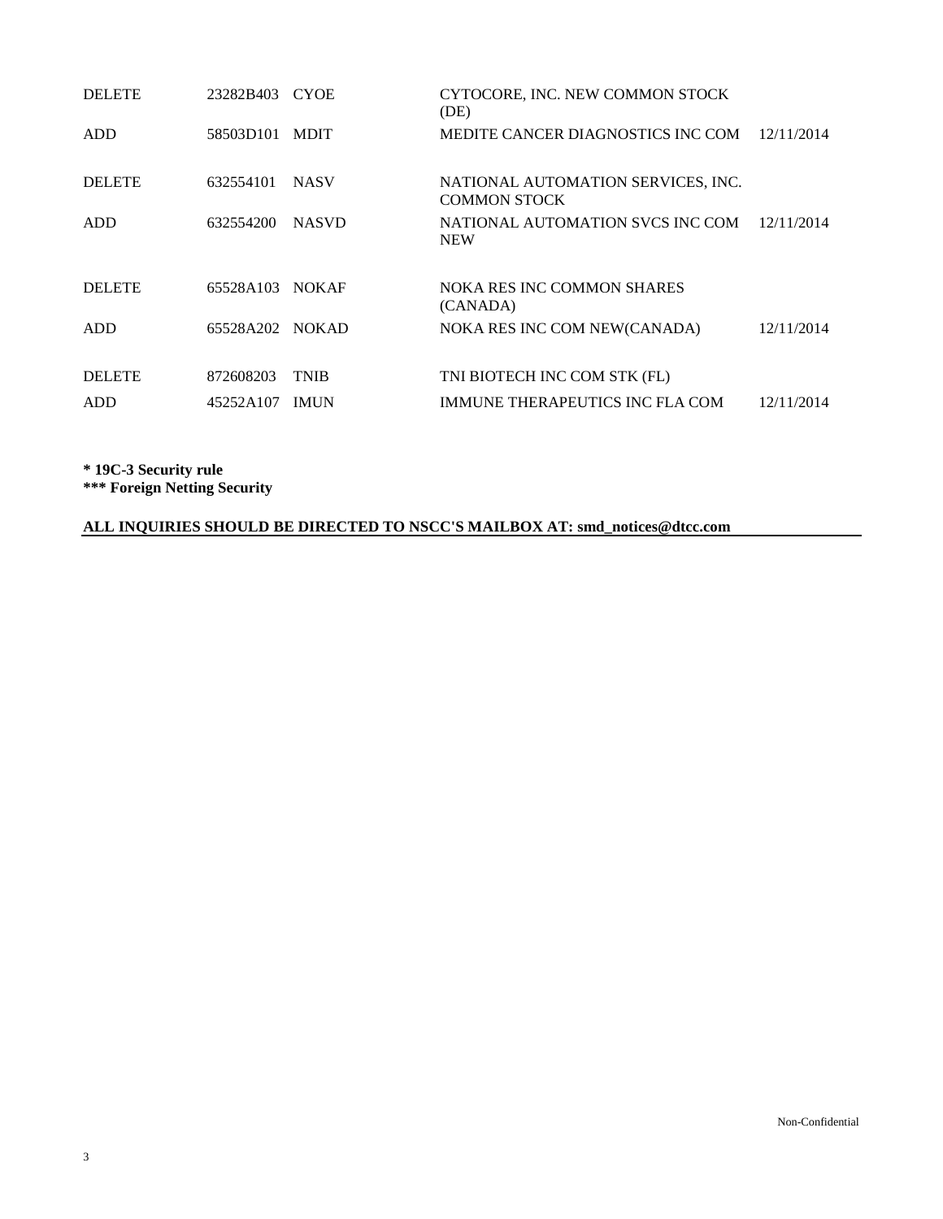| | | | | |
|---|---|---|---|---|
| DELETE | 23282B403 | CYOE | CYTOCORE, INC. NEW COMMON STOCK (DE) | |
| ADD | 58503D101 | MDIT | MEDITE CANCER DIAGNOSTICS INC COM | 12/11/2014 |
| DELETE | 632554101 | NASV | NATIONAL AUTOMATION SERVICES, INC. COMMON STOCK | |
| ADD | 632554200 | NASVD | NATIONAL AUTOMATION SVCS INC COM NEW | 12/11/2014 |
| DELETE | 65528A103 | NOKAF | NOKA RES INC COMMON SHARES (CANADA) | |
| ADD | 65528A202 | NOKAD | NOKA RES INC COM NEW(CANADA) | 12/11/2014 |
| DELETE | 872608203 | TNIB | TNI BIOTECH INC COM STK (FL) | |
| ADD | 45252A107 | IMUN | IMMUNE THERAPEUTICS INC FLA COM | 12/11/2014 |

**\* 19C-3 Security rule**
**\*\*\* Foreign Netting Security**

**ALL INQUIRIES SHOULD BE DIRECTED TO NSCC'S MAILBOX AT: smd_notices@dtcc.com**

Non-Confidential